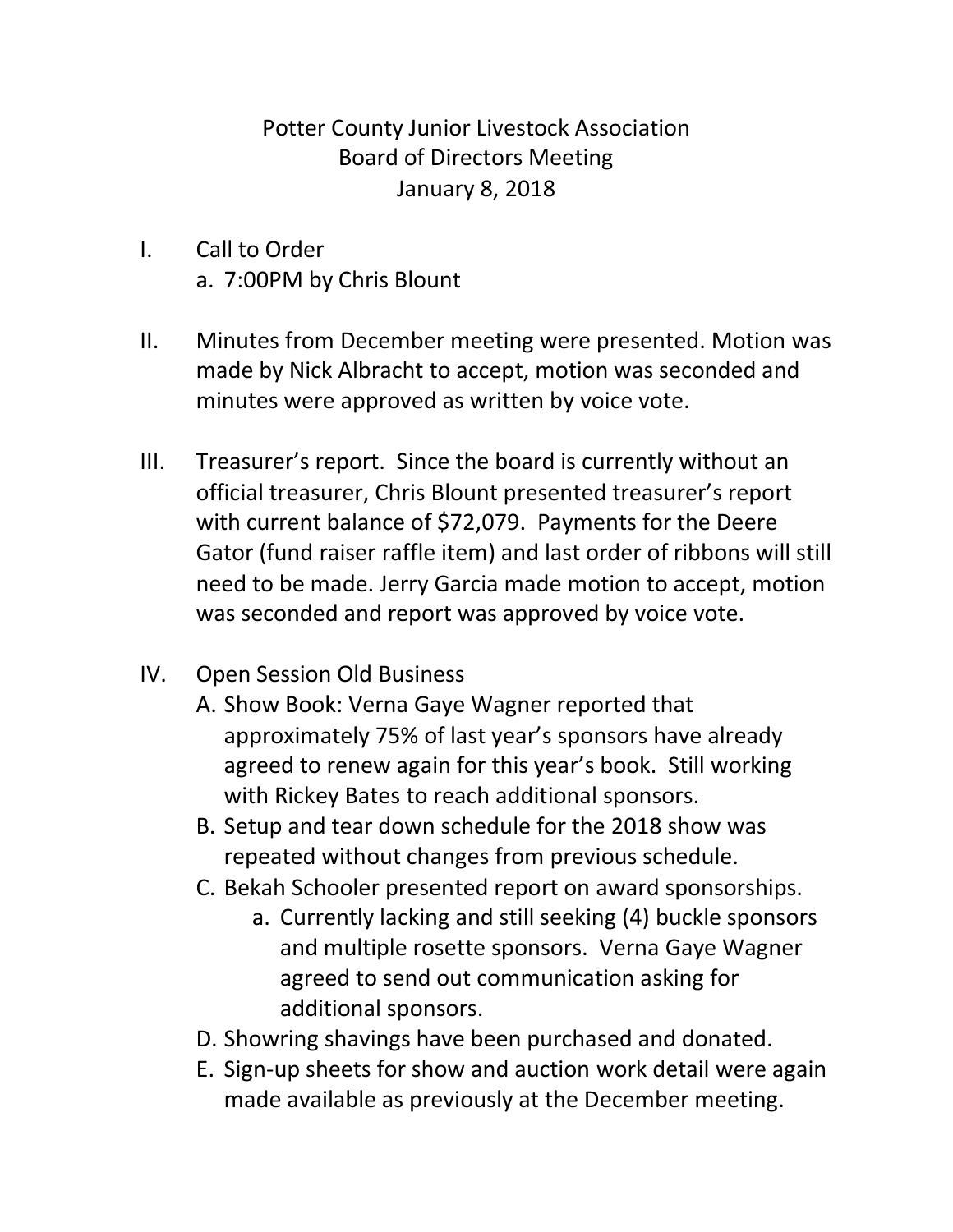# Potter County Junior Livestock Association
## Board of Directors Meeting
### January 8, 2018

I. Call to Order
   a. 7:00PM by Chris Blount

II. Minutes from December meeting were presented. Motion was made by Nick Albracht to accept, motion was seconded and minutes were approved as written by voice vote.

III. Treasurer's report. Since the board is currently without an official treasurer, Chris Blount presented treasurer's report with current balance of $72,079. Payments for the Deere Gator (fund raiser raffle item) and last order of ribbons will still need to be made. Jerry Garcia made motion to accept, motion was seconded and report was approved by voice vote.

IV. Open Session Old Business
   A. Show Book: Verna Gaye Wagner reported that approximately 75% of last year's sponsors have already agreed to renew again for this year's book. Still working with Rickey Bates to reach additional sponsors.
   B. Setup and tear down schedule for the 2018 show was repeated without changes from previous schedule.
   C. Bekah Schooler presented report on award sponsorships.
      a. Currently lacking and still seeking (4) buckle sponsors and multiple rosette sponsors. Verna Gaye Wagner agreed to send out communication asking for additional sponsors.
   D. Showring shavings have been purchased and donated.
   E. Sign-up sheets for show and auction work detail were again made available as previously at the December meeting.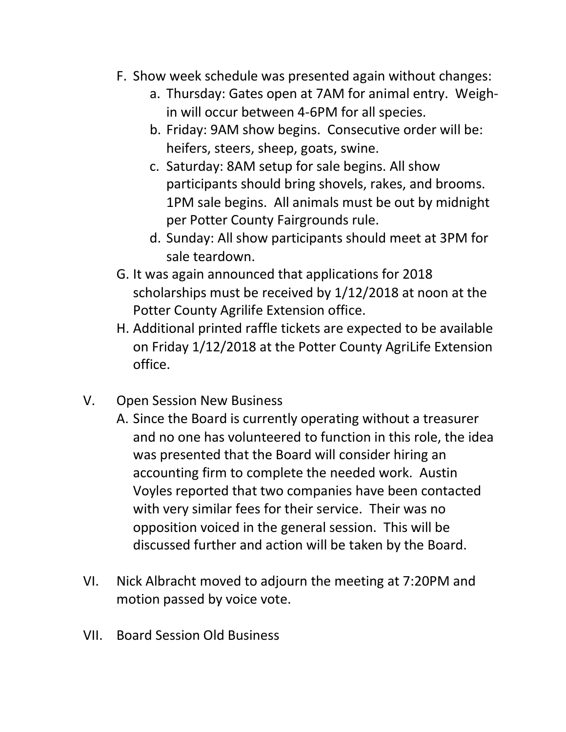F. Show week schedule was presented again without changes:
   a. Thursday: Gates open at 7AM for animal entry. Weigh-in will occur between 4-6PM for all species.
   b. Friday: 9AM show begins. Consecutive order will be: heifers, steers, sheep, goats, swine.
   c. Saturday: 8AM setup for sale begins. All show participants should bring shovels, rakes, and brooms. 1PM sale begins. All animals must be out by midnight per Potter County Fairgrounds rule.
   d. Sunday: All show participants should meet at 3PM for sale teardown.

G. It was again announced that applications for 2018 scholarships must be received by 1/12/2018 at noon at the Potter County Agrilife Extension office.

H. Additional printed raffle tickets are expected to be available on Friday 1/12/2018 at the Potter County AgriLife Extension office.

V. Open Session New Business

   A. Since the Board is currently operating without a treasurer and no one has volunteered to function in this role, the idea was presented that the Board will consider hiring an accounting firm to complete the needed work. Austin Voyles reported that two companies have been contacted with very similar fees for their service. Their was no opposition voiced in the general session. This will be discussed further and action will be taken by the Board.

VI. Nick Albracht moved to adjourn the meeting at 7:20PM and motion passed by voice vote.

VII. Board Session Old Business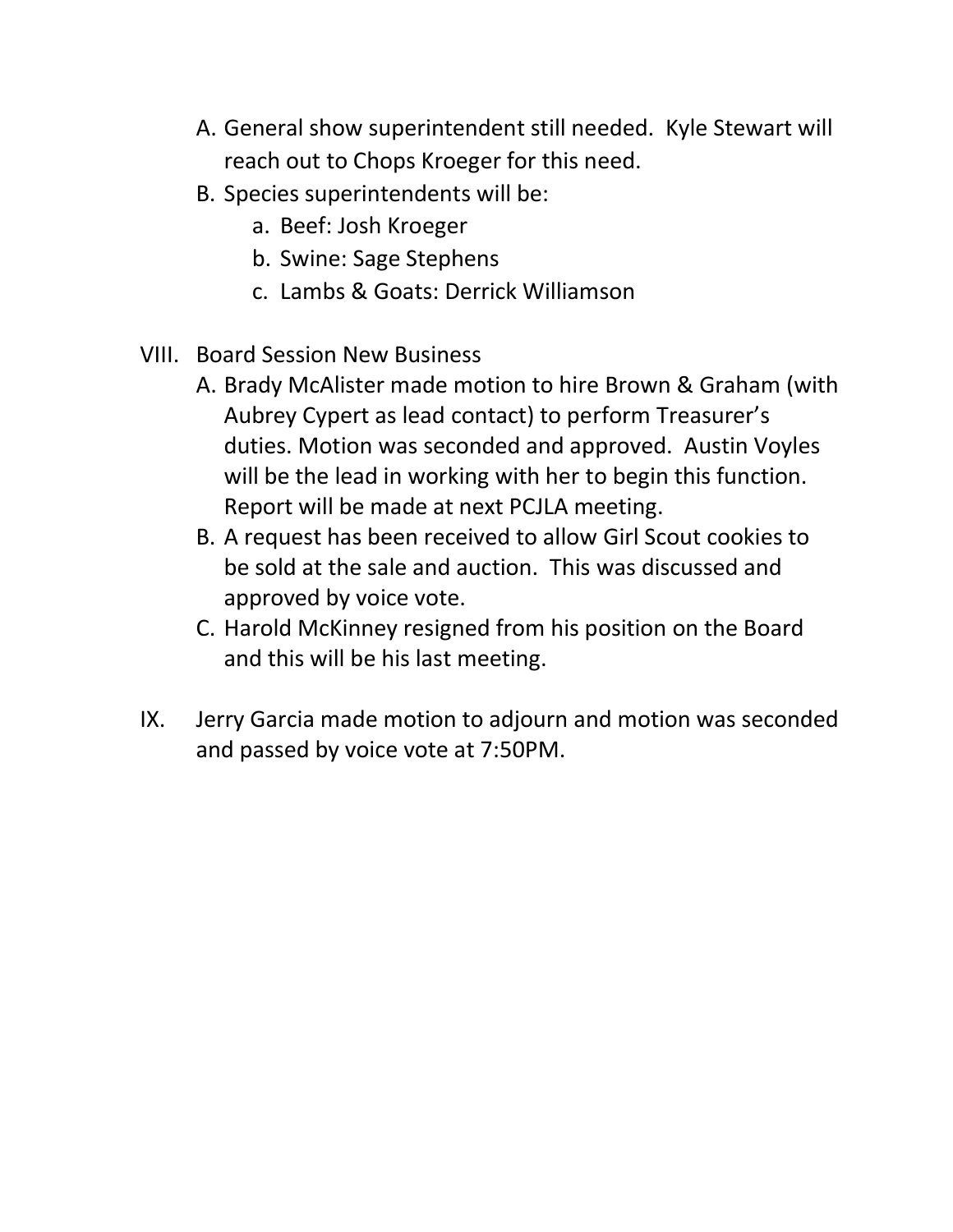A. General show superintendent still needed. Kyle Stewart will reach out to Chops Kroeger for this need.
B. Species superintendents will be:
   a. Beef: Josh Kroeger
   b. Swine: Sage Stephens
   c. Lambs & Goats: Derrick Williamson

VIII. Board Session New Business

A. Brady McAlister made motion to hire Brown & Graham (with Aubrey Cypert as lead contact) to perform Treasurer's duties. Motion was seconded and approved. Austin Voyles will be the lead in working with her to begin this function. Report will be made at next PCJLA meeting.
B. A request has been received to allow Girl Scout cookies to be sold at the sale and auction. This was discussed and approved by voice vote.
C. Harold McKinney resigned from his position on the Board and this will be his last meeting.

IX. Jerry Garcia made motion to adjourn and motion was seconded and passed by voice vote at 7:50PM.